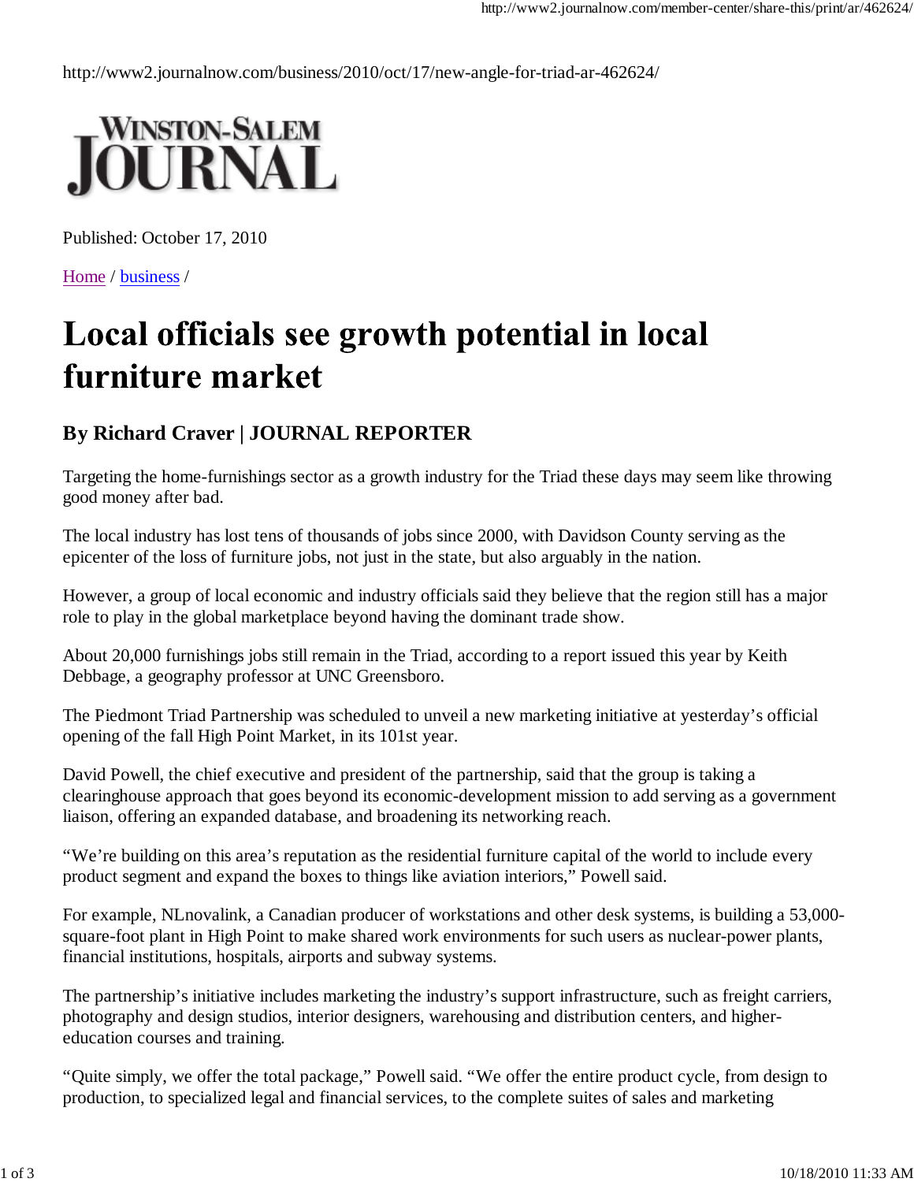http://www2.journalnow.com/business/2010/oct/17/new-angle-for-triad-ar-462624/

WINSTON-SALEM JOURNAL

Published: October 17, 2010

Home / business /

# Local officials see growth potential in local furniture market

### By Richard Craver | JOURNAL REPORTER

Targeting the home-furnishings sector as a growth industry for the Triad these days may seem like throwing good money after bad.

The local industry has lost tens of thousands of jobs since 2000, with Davidson County serving as the epicenter of the loss of furniture jobs, not just in the state, but also arguably in the nation.

However, a group of local economic and industry officials said they believe that the region still has a major role to play in the global marketplace beyond having the dominant trade show.

About 20,000 furnishings jobs still remain in the Triad, according to a report issued this year by Keith Debbage, a geography professor at UNC Greensboro.

The Piedmont Triad Partnership was scheduled to unveil a new marketing initiative at yesterday's official opening of the fall High Point Market, in its 101st year.

David Powell, the chief executive and president of the partnership, said that the group is taking a clearinghouse approach that goes beyond its economic-development mission to add serving as a government liaison, offering an expanded database, and broadening its networking reach.

"We're building on this area's reputation as the residential furniture capital of the world to include every product segment and expand the boxes to things like aviation interiors," Powell said.

For example, NLnovalink, a Canadian producer of workstations and other desk systems, is building a 53,000-square-foot plant in High Point to make shared work environments for such users as nuclear-power plants, financial institutions, hospitals, airports and subway systems.

The partnership's initiative includes marketing the industry's support infrastructure, such as freight carriers, photography and design studios, interior designers, warehousing and distribution centers, and higher-education courses and training.

"Quite simply, we offer the total package," Powell said. "We offer the entire product cycle, from design to production, to specialized legal and financial services, to the complete suites of sales and marketing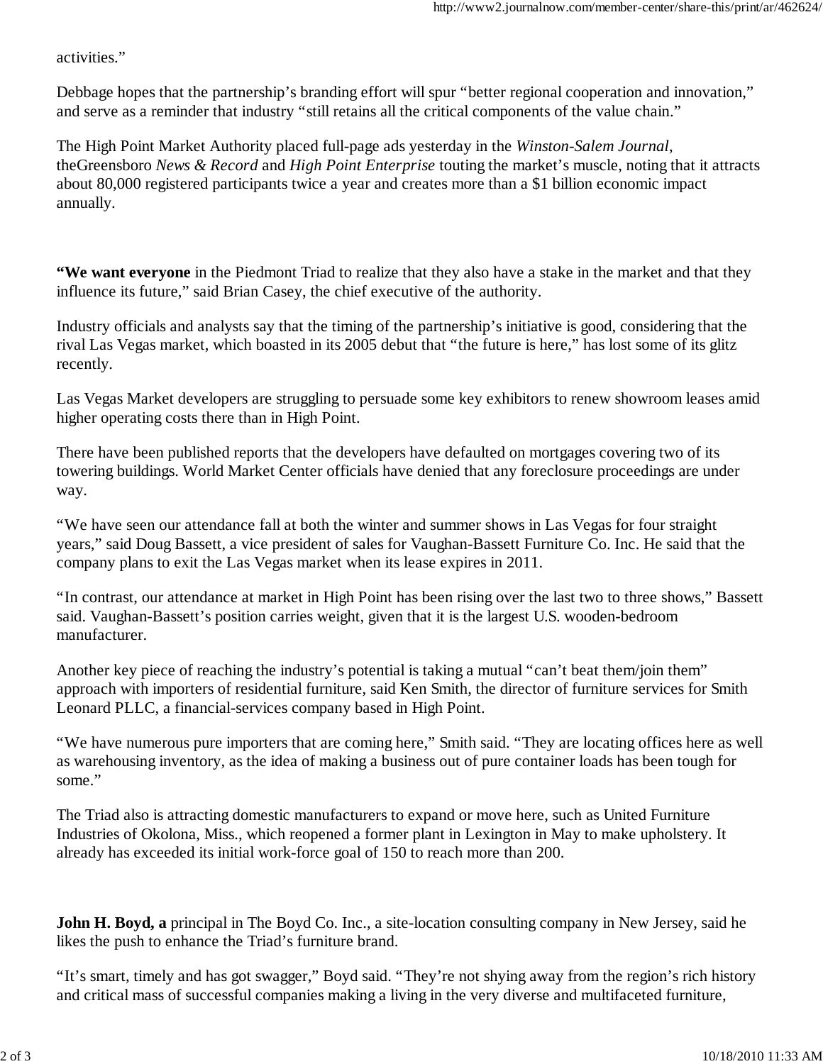activities."

Debbage hopes that the partnership's branding effort will spur "better regional cooperation and innovation," and serve as a reminder that industry "still retains all the critical components of the value chain."

The High Point Market Authority placed full-page ads yesterday in the *Winston-Salem Journal*, theGreensboro *News & Record* and *High Point Enterprise* touting the market's muscle, noting that it attracts about 80,000 registered participants twice a year and creates more than a $1 billion economic impact annually.

**"We want everyone** in the Piedmont Triad to realize that they also have a stake in the market and that they influence its future," said Brian Casey, the chief executive of the authority.

Industry officials and analysts say that the timing of the partnership's initiative is good, considering that the rival Las Vegas market, which boasted in its 2005 debut that "the future is here," has lost some of its glitz recently.

Las Vegas Market developers are struggling to persuade some key exhibitors to renew showroom leases amid higher operating costs there than in High Point.

There have been published reports that the developers have defaulted on mortgages covering two of its towering buildings. World Market Center officials have denied that any foreclosure proceedings are under way.

"We have seen our attendance fall at both the winter and summer shows in Las Vegas for four straight years," said Doug Bassett, a vice president of sales for Vaughan-Bassett Furniture Co. Inc. He said that the company plans to exit the Las Vegas market when its lease expires in 2011.

"In contrast, our attendance at market in High Point has been rising over the last two to three shows," Bassett said. Vaughan-Bassett's position carries weight, given that it is the largest U.S. wooden-bedroom manufacturer.

Another key piece of reaching the industry's potential is taking a mutual "can't beat them/join them" approach with importers of residential furniture, said Ken Smith, the director of furniture services for Smith Leonard PLLC, a financial-services company based in High Point.

"We have numerous pure importers that are coming here," Smith said. "They are locating offices here as well as warehousing inventory, as the idea of making a business out of pure container loads has been tough for some."

The Triad also is attracting domestic manufacturers to expand or move here, such as United Furniture Industries of Okolona, Miss., which reopened a former plant in Lexington in May to make upholstery. It already has exceeded its initial work-force goal of 150 to reach more than 200.

**John H. Boyd, a** principal in The Boyd Co. Inc., a site-location consulting company in New Jersey, said he likes the push to enhance the Triad's furniture brand.

"It's smart, timely and has got swagger," Boyd said. "They're not shying away from the region's rich history and critical mass of successful companies making a living in the very diverse and multifaceted furniture,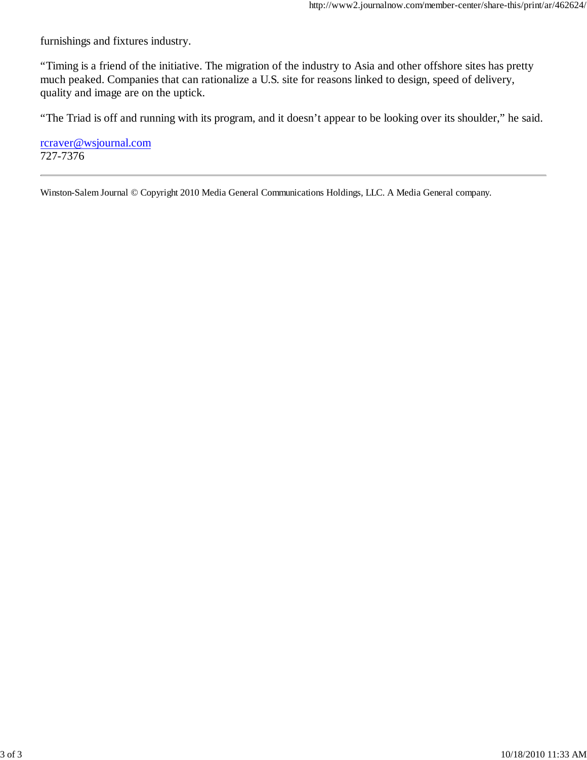furnishings and fixtures industry.

“Timing is a friend of the initiative. The migration of the industry to Asia and other offshore sites has pretty much peaked. Companies that can rationalize a U.S. site for reasons linked to design, speed of delivery, quality and image are on the uptick.

“The Triad is off and running with its program, and it doesn’t appear to be looking over its shoulder,” he said.

rcraver@wsjournal.com
727-7376

---

Winston-Salem Journal © Copyright 2010 Media General Communications Holdings, LLC. A Media General company.